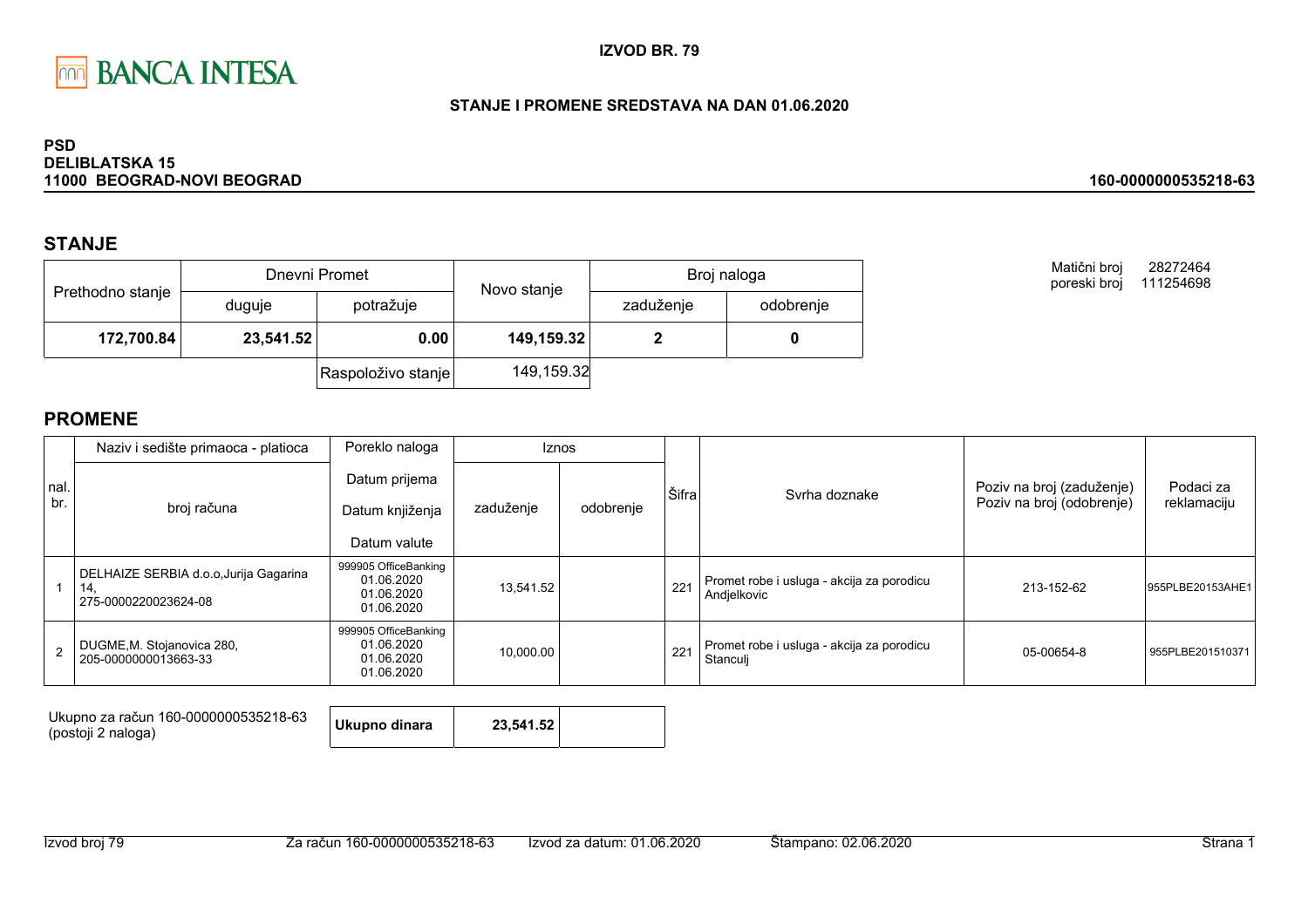BANCA INTESA

**IZVOD BR. 79**

**STANJE I PROMENE SREDSTAVA NA DAN 01.06.2020**

**PSD**
**DELIBLATSKA 15**
**11000 BEOGRAD-NOVI BEOGRAD**

**160-0000000535218-63**

Matični broj 28272464
poreski broj 111254698

## STANJE

| Prethodno stanje | Dnevni Promet | | Novo stanje | Broj naloga | |
|---|---|---|---|---|---|
| | duguje | potražuje | | zaduženje | odobrenje |
| **172,700.84** | **23,541.52** | **0.00** | **149,159.32** | **2** | **0** |
| | | Raspoloživo stanje | 149,159.32 | | |

## PROMENE

| nal. br. | Naziv i sedište primaoca - platioca / broj računa | Poreklo naloga / Datum prijema / Datum knjiženja / Datum valute | Iznos zaduženje | Iznos odobrenje | Šifra | Svrha doznake | Poziv na broj (zaduženje) / Poziv na broj (odobrenje) | Podaci za reklamaciju |
|---|---|---|---|---|---|---|---|---|
| 1 | DELHAIZE SERBIA d.o.o,Jurija Gagarina 14, 275-0000220023624-08 | 999905 OfficeBanking 01.06.2020 01.06.2020 01.06.2020 | 13,541.52 | | 221 | Promet robe i usluga - akcija za porodicu Andjelkovic | 213-152-62 | 955PLBE20153AHE1 |
| 2 | DUGME,M. Stojanovica 280, 205-0000000013663-33 | 999905 OfficeBanking 01.06.2020 01.06.2020 01.06.2020 | 10,000.00 | | 221 | Promet robe i usluga - akcija za porodicu Stanculj | 05-00654-8 | 955PLBE201510371 |

Ukupno za račun 160-0000000535218-63 (postoji 2 naloga)

| Ukupno dinara | 23,541.52 | |
|---|---|---|

Izvod broj 79 | Za račun 160-0000000535218-63 | Izvod za datum: 01.06.2020 | Štampano: 02.06.2020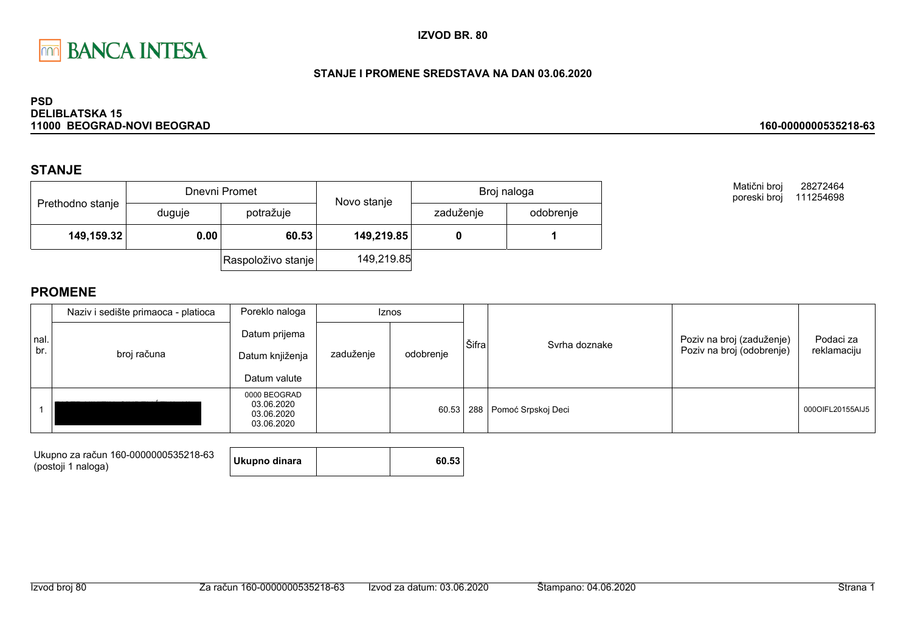**IZVOD BR. 80**

**STANJE I PROMENE SREDSTAVA NA DAN 03.06.2020**

**PSD**
**DELIBLATSKA 15**
**11000 BEOGRAD-NOVI BEOGRAD**

**160-0000000535218-63**

## STANJE

| Prethodno stanje | Dnevni Promet | | Novo stanje | Broj naloga | |
|---|---|---|---|---|---|
| | duguje | potražuje | | zaduženje | odobrenje |
| **149,159.32** | **0.00** | **60.53** | **149,219.85** | **0** | **1** |
| | | Raspoloživo stanje | 149,219.85 | | |

Matični broj 28272464
poreski broj 111254698

## PROMENE

| nal. br. | Naziv i sedište primaoca - platioca / broj računa | Poreklo naloga / Datum prijema / Datum knjiženja / Datum valute | Iznos zaduženje | Iznos odobrenje | Šifra | Svrha doznake | Poziv na broj (zaduženje) / Poziv na broj (odobrenje) | Podaci za reklamaciju |
|---|---|---|---|---|---|---|---|---|
| 1 | | 0000 BEOGRAD 03.06.2020 03.06.2020 03.06.2020 | | 60.53 | 288 | Pomoć Srpskoj Deci | | 000OIFL20155AIJ5 |

Ukupno za račun 160-0000000535218-63
(postoji 1 naloga)

| **Ukupno dinara** | | **60.53** |
|---|---|---|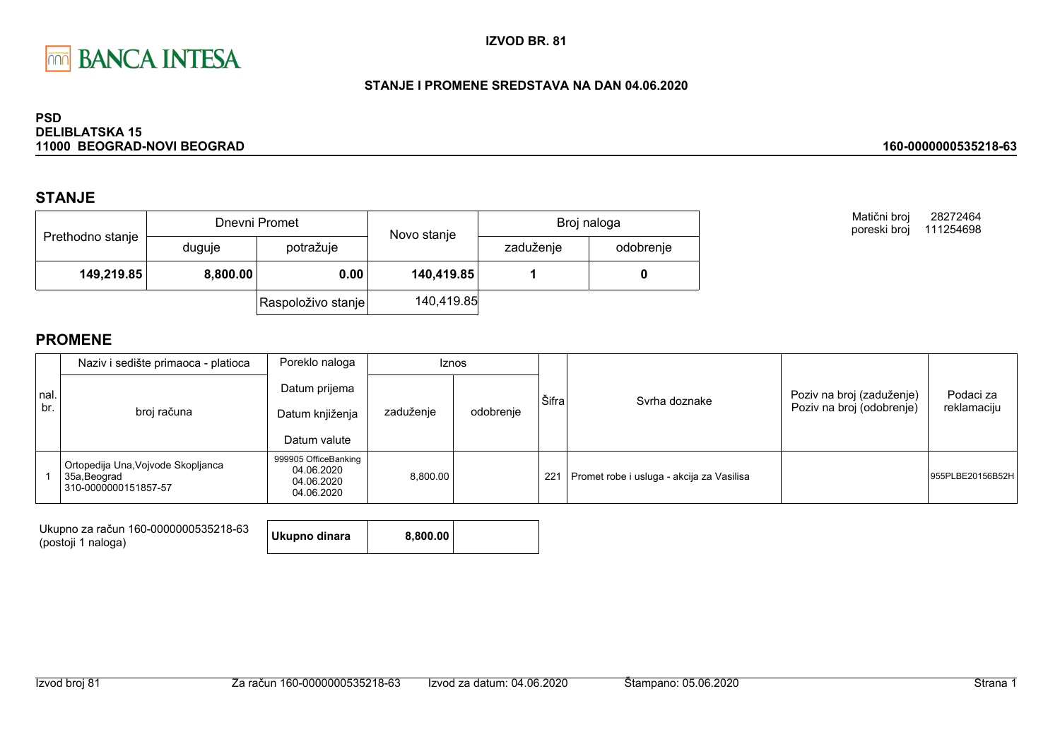BANCA INTESA

**IZVOD BR. 81**

**STANJE I PROMENE SREDSTAVA NA DAN 04.06.2020**

**PSD**
**DELIBLATSKA 15**
**11000 BEOGRAD-NOVI BEOGRAD**

**160-0000000535218-63**

## STANJE

| Prethodno stanje | Dnevni Promet | | Novo stanje | Broj naloga | |
|---|---|---|---|---|---|
| | duguje | potražuje | | zaduženje | odobrenje |
| **149,219.85** | **8,800.00** | **0.00** | **140,419.85** | **1** | **0** |
| | | Raspoloživo stanje | 140,419.85 | | |

Matični broj 28272464
poreski broj 111254698

## PROMENE

| nal. br. | Naziv i sedište primaoca - platioca / broj računa | Poreklo naloga / Datum prijema / Datum knjiženja / Datum valute | Iznos zaduženje | Iznos odobrenje | Šifra | Svrha doznake | Poziv na broj (zaduženje) / Poziv na broj (odobrenje) | Podaci za reklamaciju |
|---|---|---|---|---|---|---|---|---|
| 1 | Ortopedija Una,Vojvode Skopljanca 35a,Beograd 310-0000000151857-57 | 999905 OfficeBanking 04.06.2020 04.06.2020 04.06.2020 | 8,800.00 | | 221 | Promet robe i usluga - akcija za Vasilisa | | 955PLBE20156B52H |

Ukupno za račun 160-0000000535218-63
(postoji 1 naloga)

| Ukupno dinara | 8,800.00 | |
|---|---|---|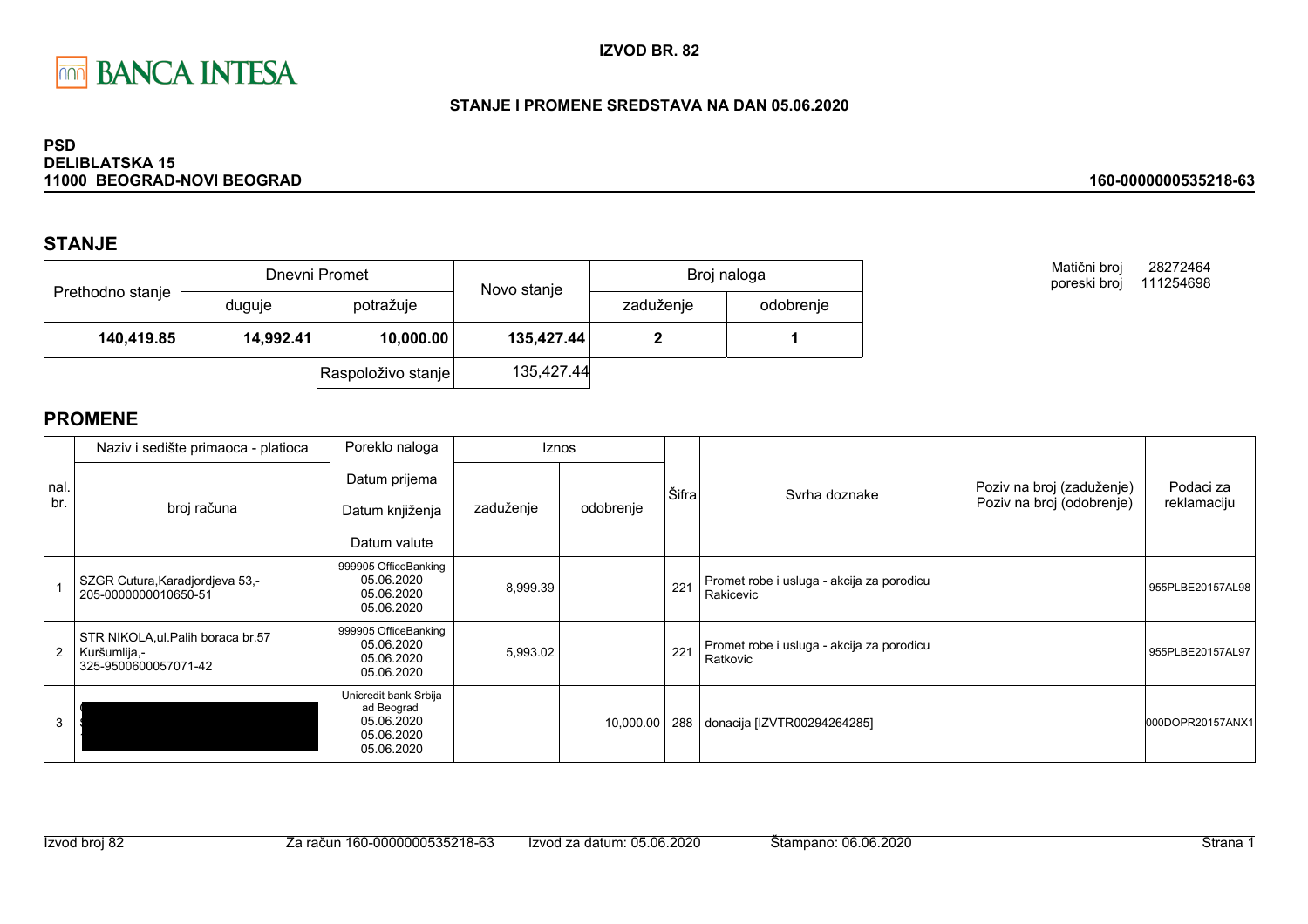**IZVOD BR. 82**

**STANJE I PROMENE SREDSTAVA NA DAN 05.06.2020**

**PSD**
**DELIBLATSKA 15**
**11000 BEOGRAD-NOVI BEOGRAD**

**160-0000000535218-63**

## STANJE

| Prethodno stanje | Dnevni Promet | | Novo stanje | Broj naloga | |
|---|---|---|---|---|---|
| | duguje | potražuje | | zaduženje | odobrenje |
| **140,419.85** | **14,992.41** | **10,000.00** | **135,427.44** | **2** | **1** |
| | | Raspoloživo stanje | 135,427.44 | | |

Matični broj 28272464
poreski broj 111254698

## PROMENE

| nal. br. | Naziv i sedište primaoca - platioca / broj računa | Poreklo naloga / Datum prijema / Datum knjiženja / Datum valute | Iznos zaduženje | Iznos odobrenje | Šifra | Svrha doznake | Poziv na broj (zaduženje) / Poziv na broj (odobrenje) | Podaci za reklamaciju |
|---|---|---|---|---|---|---|---|---|
| 1 | SZGR Cutura,Karadjordjeva 53,- 205-0000000010650-51 | 999905 OfficeBanking 05.06.2020 05.06.2020 05.06.2020 | 8,999.39 | | 221 | Promet robe i usluga - akcija za porodicu Rakicevic | | 955PLBE20157AL98 |
| 2 | STR NIKOLA,ul.Palih boraca br.57 Kuršumlija,- 325-9500600057071-42 | 999905 OfficeBanking 05.06.2020 05.06.2020 05.06.2020 | 5,993.02 | | 221 | Promet robe i usluga - akcija za porodicu Ratkovic | | 955PLBE20157AL97 |
| 3 | | Unicredit bank Srbija ad Beograd 05.06.2020 05.06.2020 05.06.2020 | | 10,000.00 | 288 | donacija [IZVTR00294264285] | | 000DOPR20157ANX1 |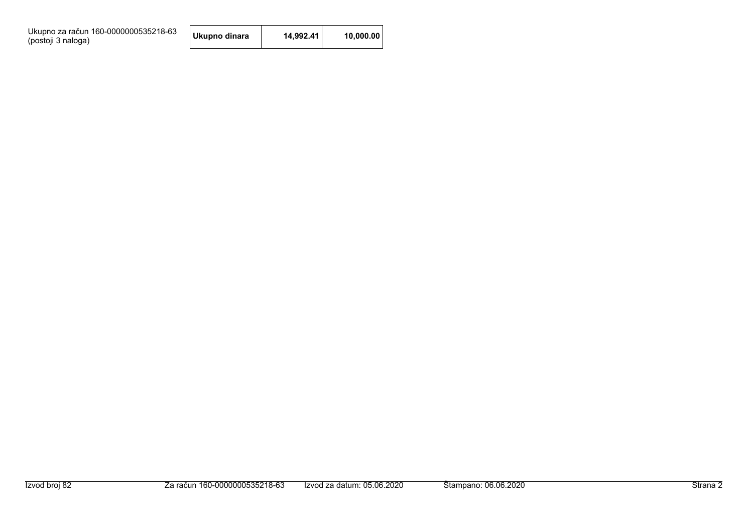Ukupno za račun 160-0000000535218-63
(postoji 3 naloga)

| Ukupno dinara | 14,992.41 | 10,000.00 |
|---|---|---|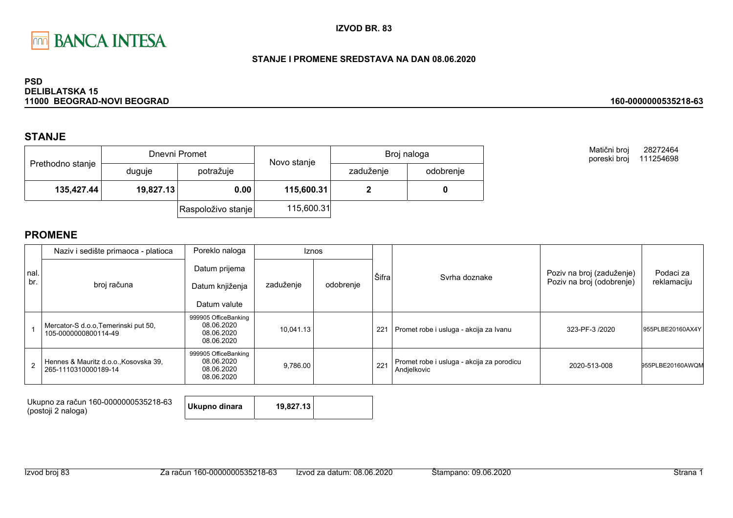BANCA INTESA

**IZVOD BR. 83**

**STANJE I PROMENE SREDSTAVA NA DAN 08.06.2020**

**PSD**
**DELIBLATSKA 15**
**11000 BEOGRAD-NOVI BEOGRAD**

**160-0000000535218-63**

Matični broj 28272464
poreski broj 111254698

## STANJE

| Prethodno stanje | Dnevni Promet | | Novo stanje | Broj naloga | |
|---|---|---|---|---|---|
| | duguje | potražuje | | zaduženje | odobrenje |
| **135,427.44** | **19,827.13** | **0.00** | **115,600.31** | **2** | **0** |
| | | Raspoloživo stanje | 115,600.31 | | |

## PROMENE

| nal. br. | Naziv i sedište primaoca - platioca / broj računa | Poreklo naloga / Datum prijema / Datum knjiženja / Datum valute | Iznos zaduženje | Iznos odobrenje | Šifra | Svrha doznake | Poziv na broj (zaduženje) / Poziv na broj (odobrenje) | Podaci za reklamaciju |
|---|---|---|---|---|---|---|---|---|
| 1 | Mercator-S d.o.o,Temerinski put 50, 105-0000000800114-49 | 999905 OfficeBanking 08.06.2020 08.06.2020 08.06.2020 | 10,041.13 | | 221 | Promet robe i usluga - akcija za Ivanu | 323-PF-3 /2020 | 955PLBE20160AX4Y |
| 2 | Hennes & Mauritz d.o.o.,Kosovska 39, 265-1110310000189-14 | 999905 OfficeBanking 08.06.2020 08.06.2020 08.06.2020 | 9,786.00 | | 221 | Promet robe i usluga - akcija za porodicu Andjelkovic | 2020-513-008 | 955PLBE20160AWQM |

Ukupno za račun 160-0000000535218-63 (postoji 2 naloga)

| Ukupno dinara | 19,827.13 | |
|---|---|---|

Izvod broj 83 | Za račun 160-0000000535218-63 | Izvod za datum: 08.06.2020 | Štampano: 09.06.2020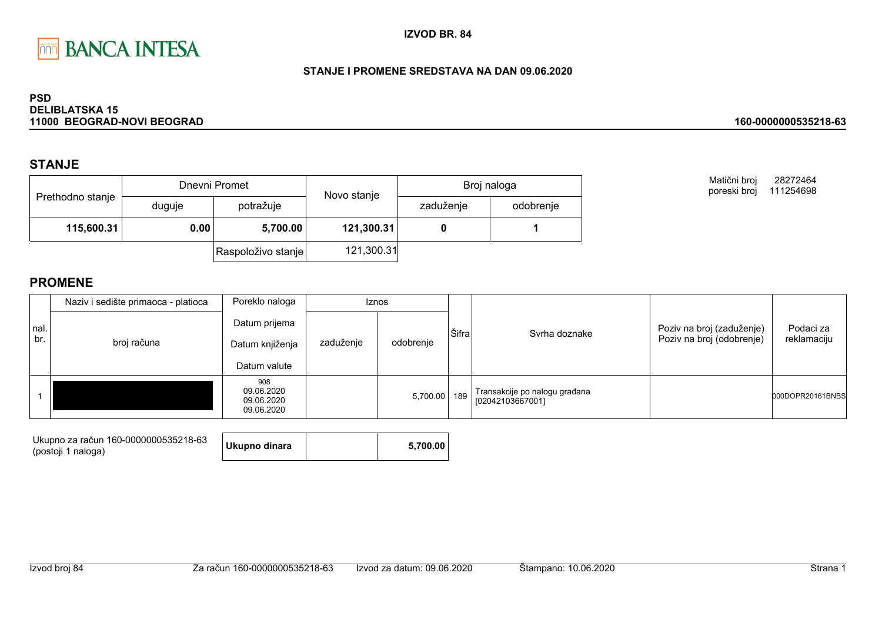BANCA INTESA

**IZVOD BR. 84**

**STANJE I PROMENE SREDSTAVA NA DAN 09.06.2020**

**PSD**
**DELIBLATSKA 15**
**11000 BEOGRAD-NOVI BEOGRAD**

**160-0000000535218-63**

## STANJE

| Prethodno stanje | Dnevni Promet | | Novo stanje | Broj naloga | |
|---|---|---|---|---|---|
| | duguje | potražuje | | zaduženje | odobrenje |
| **115,600.31** | **0.00** | **5,700.00** | **121,300.31** | **0** | **1** |
| | | Raspoloživo stanje | 121,300.31 | | |

Matični broj 28272464
poreski broj 111254698

## PROMENE

| nal. br. | Naziv i sedište primaoca - platioca / broj računa | Poreklo naloga / Datum prijema / Datum knjiženja / Datum valute | Iznos zaduženje | Iznos odobrenje | Šifra | Svrha doznake | Poziv na broj (zaduženje) / Poziv na broj (odobrenje) | Podaci za reklamaciju |
|---|---|---|---|---|---|---|---|---|
| 1 | | 908 09.06.2020 09.06.2020 09.06.2020 | | 5,700.00 | 189 | Transakcije po nalogu građana [02042103667001] | | 000DOPR20161BNBS |

Ukupno za račun 160-0000000535218-63
(postoji 1 naloga)

| **Ukupno dinara** | | **5,700.00** |
|---|---|---|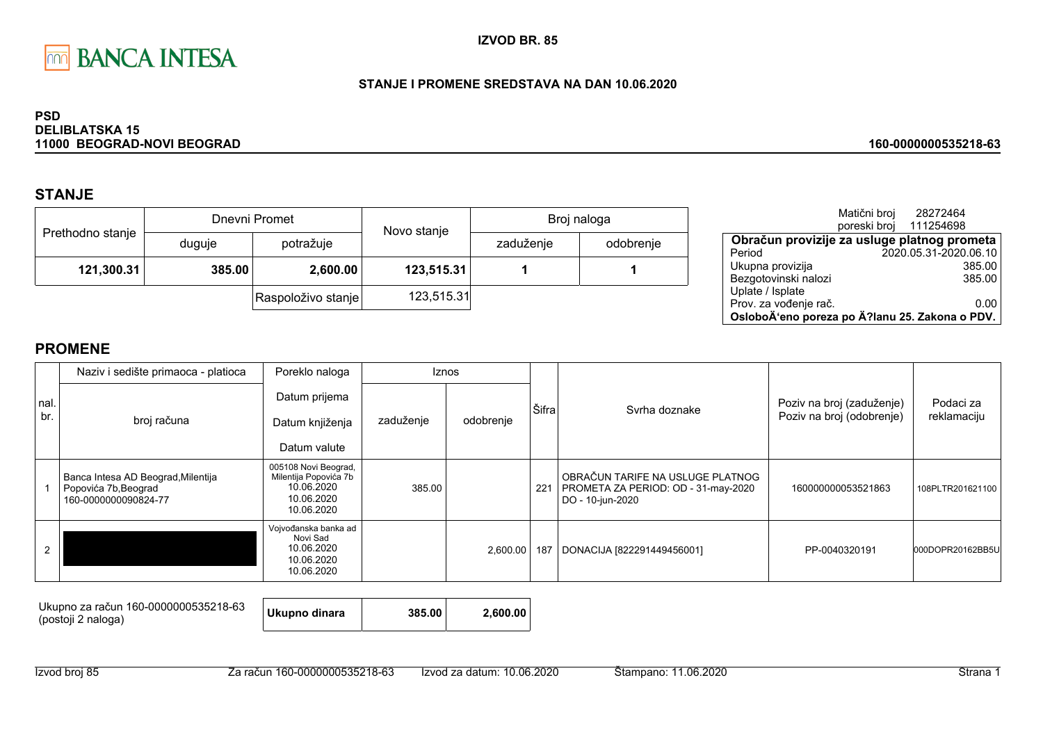**BANCA INTESA**

**IZVOD BR. 85**

**STANJE I PROMENE SREDSTAVA NA DAN 10.06.2020**

**PSD**
**DELIBLATSKA 15**
**11000 BEOGRAD-NOVI BEOGRAD**

**160-0000000535218-63**

## STANJE

| Prethodno stanje | Dnevni Promet | | Novo stanje | Broj naloga | |
|---|---|---|---|---|---|
| | duguje | potražuje | | zaduženje | odobrenje |
| **121,300.31** | **385.00** | **2,600.00** | **123,515.31** | **1** | **1** |
| | | Raspoloživo stanje | 123,515.31 | | |

Matični broj 28272464
poreski broj 111254698

| **Obračun provizije za usluge platnog prometa** | |
|---|---|
| Period | 2020.05.31-2020.06.10 |
| Ukupna provizija | 385.00 |
| Bezgotovinski nalozi | 385.00 |
| Uplate / Isplate | |
| Prov. za vođenje rač. | 0.00 |
| **OsloboÄ‘eno poreza po Ä?lanu 25. Zakona o PDV.** | |

## PROMENE

| nal. br. | Naziv i sedište primaoca - platioca / broj računa | Poreklo naloga / Datum prijema / Datum knjiženja / Datum valute | Iznos zaduženje | Iznos odobrenje | Šifra | Svrha doznake | Poziv na broj (zaduženje) / Poziv na broj (odobrenje) | Podaci za reklamaciju |
|---|---|---|---|---|---|---|---|---|
| 1 | Banca Intesa AD Beograd,Milentija Popovića 7b,Beograd 160-0000000090824-77 | 005108 Novi Beograd, Milentija Popovića 7b 10.06.2020 10.06.2020 10.06.2020 | 385.00 | | 221 | OBRAČUN TARIFE NA USLUGE PLATNOG PROMETA ZA PERIOD: OD - 31-may-2020 DO - 10-jun-2020 | 160000000053521863 | 108PLTR201621100 |
| 2 | | Vojvođanska banka ad Novi Sad 10.06.2020 10.06.2020 10.06.2020 | | 2,600.00 | 187 | DONACIJA [822291449456001] | PP-0040320191 | 000DOPR20162BB5U |

| Ukupno za račun 160-0000000535218-63 (postoji 2 naloga) | **Ukupno dinara** | **385.00** | **2,600.00** |
|---|---|---|---|

Izvod broj 85 | Za račun 160-0000000535218-63 | Izvod za datum: 10.06.2020 | Štampano: 11.06.2020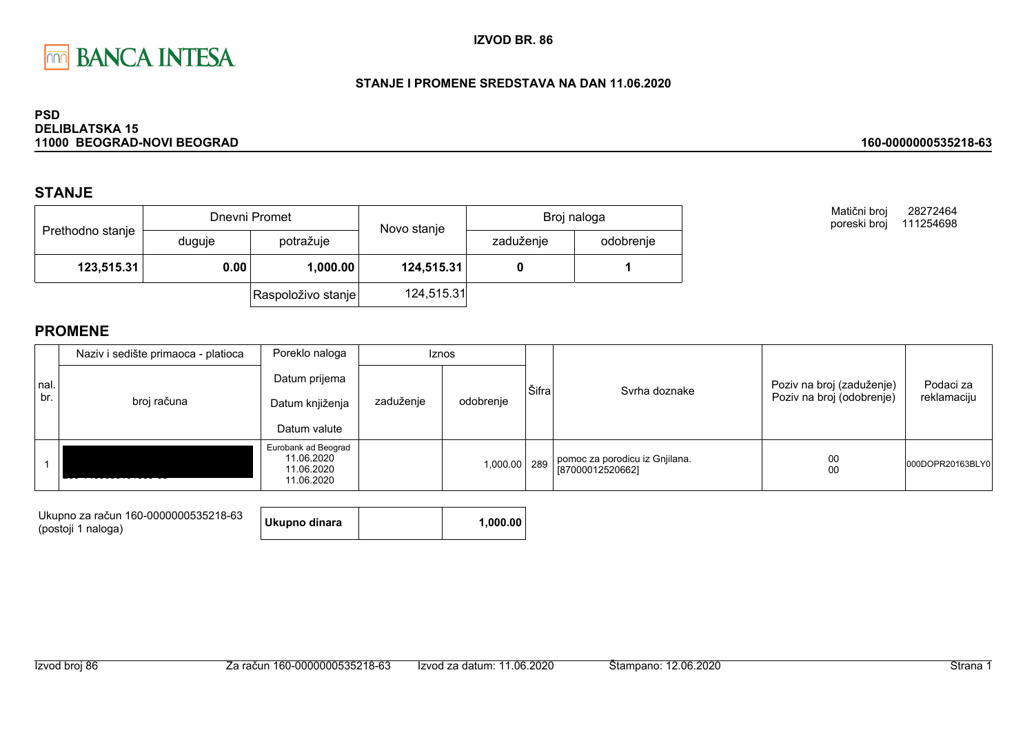**IZVOD BR. 86**

**STANJE I PROMENE SREDSTAVA NA DAN 11.06.2020**

**PSD**
**DELIBLATSKA 15**
**11000 BEOGRAD-NOVI BEOGRAD**

**160-0000000535218-63**

Matični broj 28272464
poreski broj 111254698

## STANJE

| Prethodno stanje | Dnevni Promet | | Novo stanje | Broj naloga | |
|---|---|---|---|---|---|
| | duguje | potražuje | | zaduženje | odobrenje |
| **123,515.31** | **0.00** | **1,000.00** | **124,515.31** | **0** | **1** |
| | | Raspoloživo stanje | 124,515.31 | | |

## PROMENE

| nal. br. | Naziv i sedište primaoca - platioca / broj računa | Poreklo naloga / Datum prijema / Datum knjiženja / Datum valute | Iznos zaduženje | Iznos odobrenje | Šifra | Svrha doznake | Poziv na broj (zaduženje) / Poziv na broj (odobrenje) | Podaci za reklamaciju |
|---|---|---|---|---|---|---|---|---|
| 1 | [REDACTED] | Eurobank ad Beograd 11.06.2020 11.06.2020 11.06.2020 | | 1,000.00 | 289 | pomoc za porodicu iz Gnjilana. [87000012520662] | 00 00 | 000DOPR20163BLY0 |

Ukupno za račun 160-0000000535218-63
(postoji 1 naloga)

| **Ukupno dinara** | | **1,000.00** |
|---|---|---|

Izvod broj 86 | Za račun 160-0000000535218-63 | Izvod za datum: 11.06.2020 | Štampano: 12.06.2020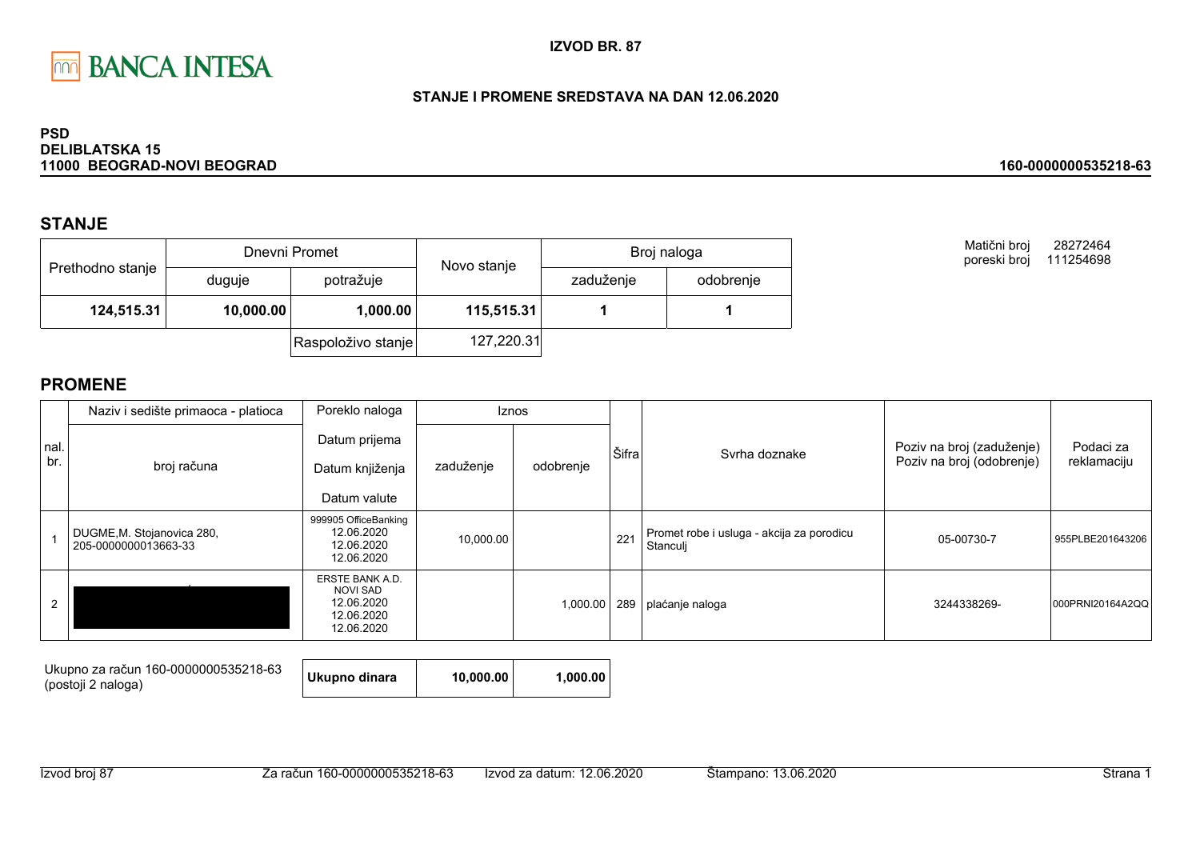**IZVOD BR. 87**

**STANJE I PROMENE SREDSTAVA NA DAN 12.06.2020**

**PSD**
**DELIBLATSKA 15**
**11000 BEOGRAD-NOVI BEOGRAD**

**160-0000000535218-63**

Matični broj 28272464
poreski broj 111254698

## STANJE

| Prethodno stanje | Dnevni Promet | | Novo stanje | Broj naloga | |
|---|---|---|---|---|---|
| | duguje | potražuje | | zaduženje | odobrenje |
| **124,515.31** | **10,000.00** | **1,000.00** | **115,515.31** | **1** | **1** |
| | | Raspoloživo stanje | 127,220.31 | | |

## PROMENE

| nal. br. | Naziv i sedište primaoca - platioca / broj računa | Poreklo naloga / Datum prijema / Datum knjiženja / Datum valute | Iznos zaduženje | Iznos odobrenje | Šifra | Svrha doznake | Poziv na broj (zaduženje) / Poziv na broj (odobrenje) | Podaci za reklamaciju |
|---|---|---|---|---|---|---|---|---|
| 1 | DUGME,M. Stojanovica 280, 205-0000000013663-33 | 999905 OfficeBanking 12.06.2020 12.06.2020 12.06.2020 | 10,000.00 | | 221 | Promet robe i usluga - akcija za porodicu Stanculj | 05-00730-7 | 955PLBE201643206 |
| 2 | | ERSTE BANK A.D. NOVI SAD 12.06.2020 12.06.2020 12.06.2020 | | 1,000.00 | 289 | plaćanje naloga | 3244338269- | 000PRNI20164A2QQ |

| Ukupno za račun 160-0000000535218-63 (postoji 2 naloga) | **Ukupno dinara** | **10,000.00** | **1,000.00** |
|---|---|---|---|

Izvod broj 87 | Za račun 160-0000000535218-63 | Izvod za datum: 12.06.2020 | Štampano: 13.06.2020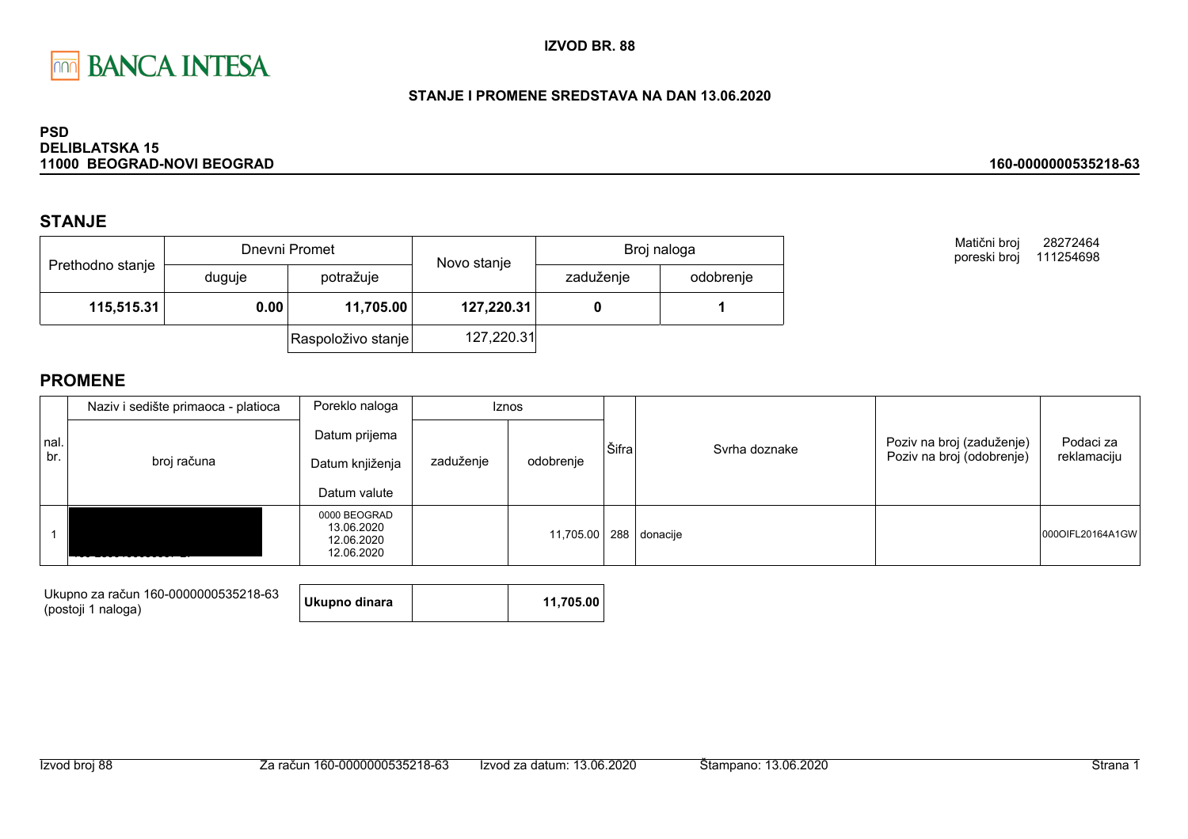BANCA INTESA

**IZVOD BR. 88**

**STANJE I PROMENE SREDSTAVA NA DAN 13.06.2020**

**PSD**
**DELIBLATSKA 15**
**11000 BEOGRAD-NOVI BEOGRAD**

**160-0000000535218-63**

## STANJE

| Prethodno stanje | Dnevni Promet | | Novo stanje | Broj naloga | |
|---|---|---|---|---|---|
| | duguje | potražuje | | zaduženje | odobrenje |
| **115,515.31** | **0.00** | **11,705.00** | **127,220.31** | **0** | **1** |
| | | Raspoloživo stanje | 127,220.31 | | |

Matični broj 28272464
poreski broj 111254698

## PROMENE

| nal. br. | Naziv i sedište primaoca - platioca / broj računa | Poreklo naloga / Datum prijema / Datum knjiženja / Datum valute | Iznos zaduženje | Iznos odobrenje | Šifra | Svrha doznake | Poziv na broj (zaduženje) / Poziv na broj (odobrenje) | Podaci za reklamaciju |
|---|---|---|---|---|---|---|---|---|
| 1 | | 0000 BEOGRAD 13.06.2020 12.06.2020 12.06.2020 | | 11,705.00 | 288 | donacije | | 000OIFL20164A1GW |

| Ukupno za račun 160-0000000535218-63 (postoji 1 naloga) | **Ukupno dinara** | | **11,705.00** |
|---|---|---|---|

Izvod broj 88 | Za račun 160-0000000535218-63 | Izvod za datum: 13.06.2020 | Štampano: 13.06.2020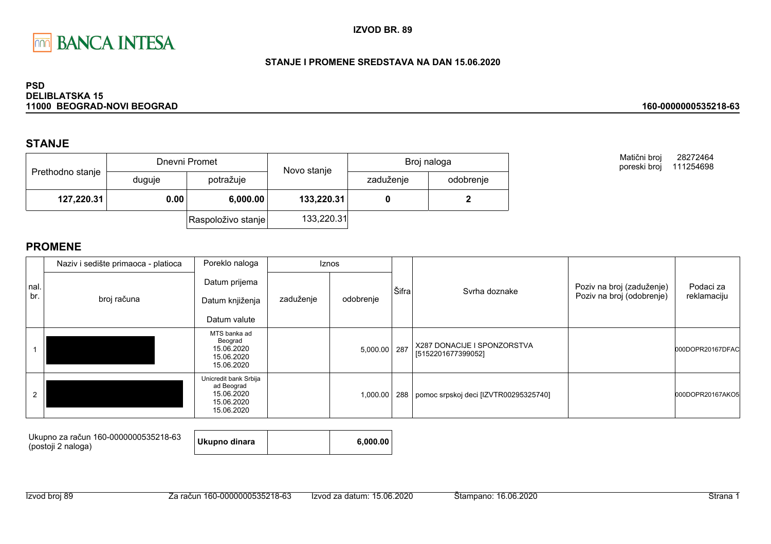BANCA INTESA

**IZVOD BR. 89**

**STANJE I PROMENE SREDSTAVA NA DAN 15.06.2020**

**PSD**
**DELIBLATSKA 15**
**11000 BEOGRAD-NOVI BEOGRAD**

**160-0000000535218-63**

Matični broj 28272464
poreski broj 111254698

## STANJE

| Prethodno stanje | Dnevni Promet | | Novo stanje | Broj naloga | |
|---|---|---|---|---|---|
| | duguje | potražuje | | zaduženje | odobrenje |
| **127,220.31** | **0.00** | **6,000.00** | **133,220.31** | **0** | **2** |
| | | Raspoloživo stanje | 133,220.31 | | |

## PROMENE

| nal. br. | Naziv i sedište primaoca - platioca / broj računa | Poreklo naloga / Datum prijema / Datum knjiženja / Datum valute | Iznos zaduženje | Iznos odobrenje | Šifra | Svrha doznake | Poziv na broj (zaduženje) / Poziv na broj (odobrenje) | Podaci za reklamaciju |
|---|---|---|---|---|---|---|---|---|
| 1 | [redacted] | MTS banka ad Beograd 15.06.2020 15.06.2020 15.06.2020 | | 5,000.00 | 287 | X287 DONACIJE I SPONZORSTVA [5152201677399052] | | 000DOPR20167DFAC |
| 2 | [redacted] | Unicredit bank Srbija ad Beograd 15.06.2020 15.06.2020 15.06.2020 | | 1,000.00 | 288 | pomoc srpskoj deci [IZVTR00295325740] | | 000DOPR20167AKO5 |

| Ukupno za račun 160-0000000535218-63 (postoji 2 naloga) | **Ukupno dinara** | | **6,000.00** |
|---|---|---|---|

Izvod broj 89 | Za račun 160-0000000535218-63 | Izvod za datum: 15.06.2020 | Štampano: 16.06.2020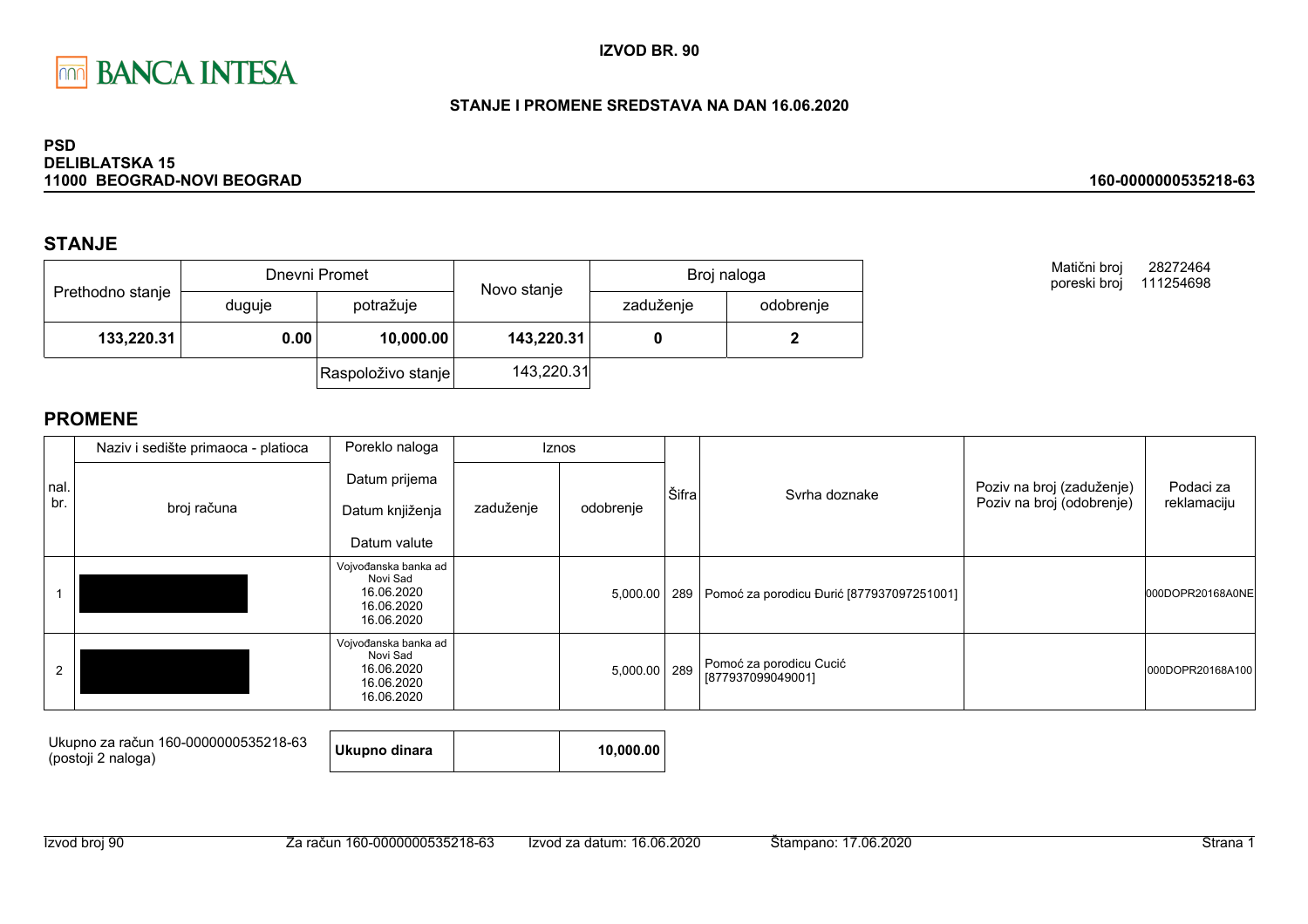BANCA INTESA

**IZVOD BR. 90**

**STANJE I PROMENE SREDSTAVA NA DAN 16.06.2020**

**PSD**
**DELIBLATSKA 15**
**11000 BEOGRAD-NOVI BEOGRAD**

**160-0000000535218-63**

## STANJE

| Prethodno stanje | Dnevni Promet | | Novo stanje | Broj naloga | |
|---|---|---|---|---|---|
| | duguje | potražuje | | zaduženje | odobrenje |
| **133,220.31** | **0.00** | **10,000.00** | **143,220.31** | **0** | **2** |
| | | Raspoloživo stanje | 143,220.31 | | |

Matični broj 28272464
poreski broj 111254698

## PROMENE

| nal. br. | Naziv i sedište primaoca - platioca / broj računa | Poreklo naloga / Datum prijema / Datum knjiženja / Datum valute | Iznos zaduženje | Iznos odobrenje | Šifra | Svrha doznake | Poziv na broj (zaduženje) / Poziv na broj (odobrenje) | Podaci za reklamaciju |
|---|---|---|---|---|---|---|---|---|
| 1 | | Vojvođanska banka ad Novi Sad 16.06.2020 16.06.2020 16.06.2020 | | 5,000.00 | 289 | Pomoć za porodicu Đurić [877937097251001] | | 000DOPR20168A0NE |
| 2 | | Vojvođanska banka ad Novi Sad 16.06.2020 16.06.2020 16.06.2020 | | 5,000.00 | 289 | Pomoć za porodicu Cucić [877937099049001] | | 000DOPR20168A100 |

| Ukupno za račun 160-0000000535218-63 (postoji 2 naloga) | **Ukupno dinara** | | **10,000.00** |
|---|---|---|---|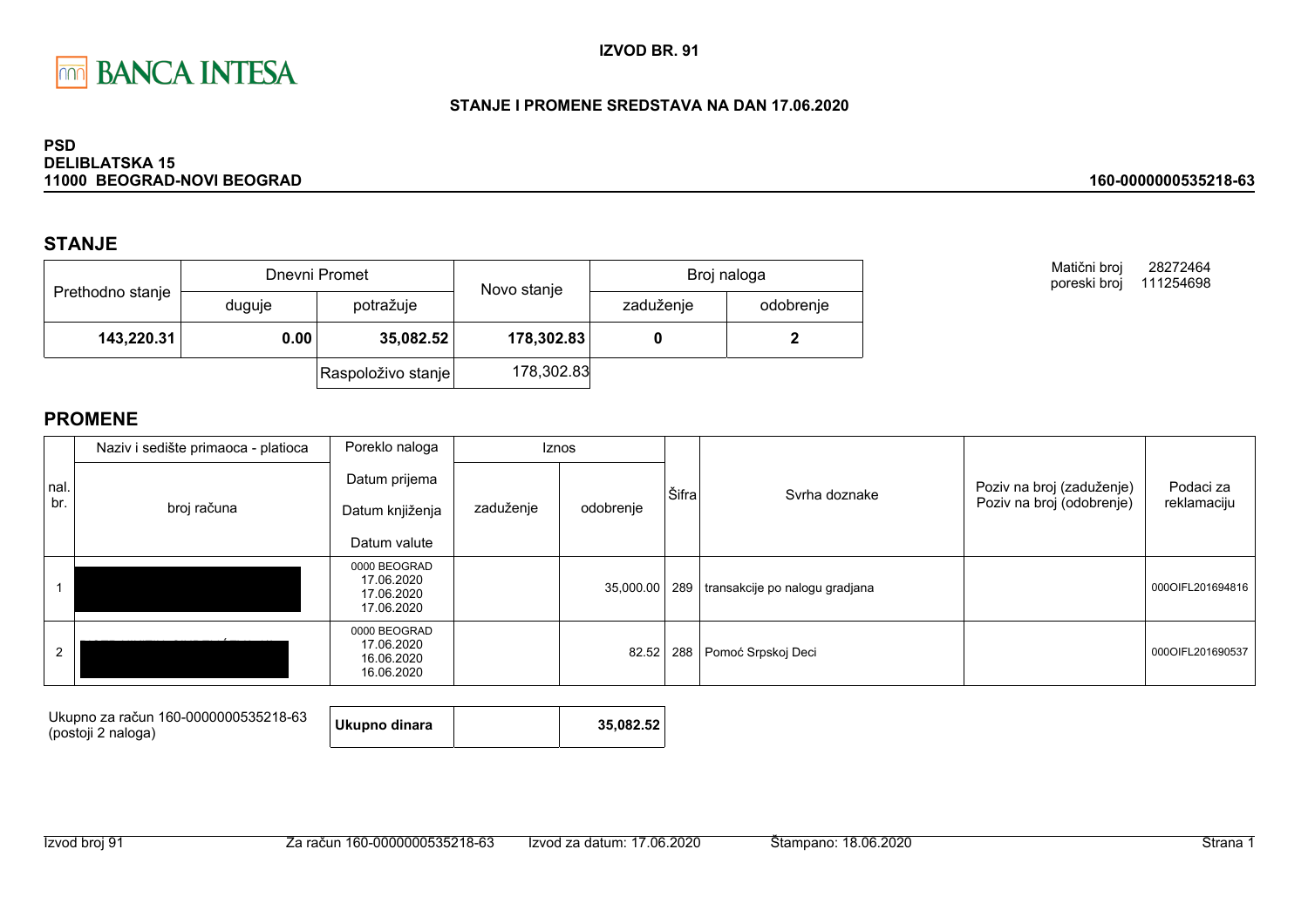BANCA INTESA

**IZVOD BR. 91**

**STANJE I PROMENE SREDSTAVA NA DAN 17.06.2020**

**PSD**
**DELIBLATSKA 15**
**11000 BEOGRAD-NOVI BEOGRAD**

**160-0000000535218-63**

## STANJE

| Prethodno stanje | Dnevni Promet | | Novo stanje | Broj naloga | |
|---|---|---|---|---|---|
| | duguje | potražuje | | zaduženje | odobrenje |
| **143,220.31** | **0.00** | **35,082.52** | **178,302.83** | **0** | **2** |
| | | Raspoloživo stanje | 178,302.83 | | |

Matični broj 28272464
poreski broj 111254698

## PROMENE

| nal. br. | Naziv i sedište primaoca - platioca / broj računa | Poreklo naloga / Datum prijema / Datum knjiženja / Datum valute | Iznos zaduženje | Iznos odobrenje | Šifra | Svrha doznake | Poziv na broj (zaduženje) / Poziv na broj (odobrenje) | Podaci za reklamaciju |
|---|---|---|---|---|---|---|---|---|
| 1 | | 0000 BEOGRAD 17.06.2020 17.06.2020 17.06.2020 | | 35,000.00 | 289 | transakcije po nalogu gradjana | | 000OIFL201694816 |
| 2 | | 0000 BEOGRAD 17.06.2020 16.06.2020 16.06.2020 | | 82.52 | 288 | Pomoć Srpskoj Deci | | 000OIFL201690537 |

| Ukupno za račun 160-0000000535218-63 (postoji 2 naloga) | **Ukupno dinara** | | **35,082.52** |
|---|---|---|---|

Izvod broj 91 | Za račun 160-0000000535218-63 | Izvod za datum: 17.06.2020 | Štampano: 18.06.2020 | Strana 1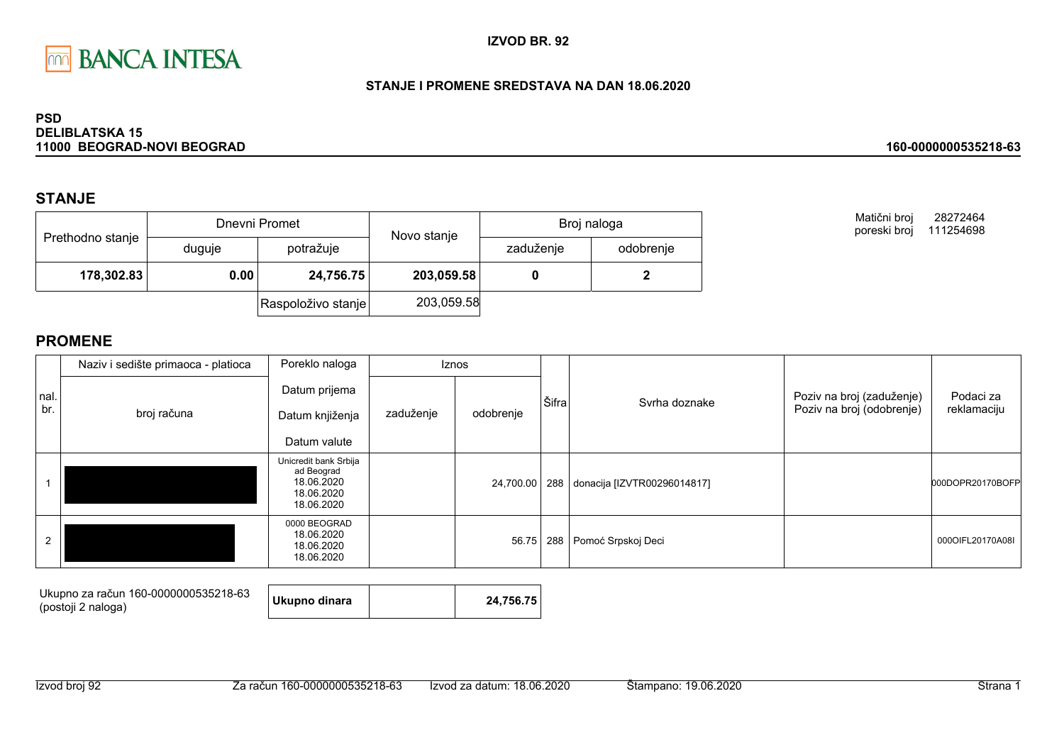**IZVOD BR. 92**

**STANJE I PROMENE SREDSTAVA NA DAN 18.06.2020**

**PSD**
**DELIBLATSKA 15**
**11000 BEOGRAD-NOVI BEOGRAD**

**160-0000000535218-63**

## STANJE

| Prethodno stanje | Dnevni Promet | | Novo stanje | Broj naloga | |
|---|---|---|---|---|---|
| | duguje | potražuje | | zaduženje | odobrenje |
| **178,302.83** | **0.00** | **24,756.75** | **203,059.58** | **0** | **2** |
| | | Raspoloživo stanje | 203,059.58 | | |

Matični broj 28272464
poreski broj 111254698

## PROMENE

| nal. br. | Naziv i sedište primaoca - platioca / broj računa | Poreklo naloga / Datum prijema / Datum knjiženja / Datum valute | Iznos zaduženje | Iznos odobrenje | Šifra | Svrha doznake | Poziv na broj (zaduženje) / Poziv na broj (odobrenje) | Podaci za reklamaciju |
|---|---|---|---|---|---|---|---|---|
| 1 | | Unicredit bank Srbija ad Beograd 18.06.2020 18.06.2020 18.06.2020 | | 24,700.00 | 288 | donacija [IZVTR00296014817] | | 000DOPR20170BOFP |
| 2 | | 0000 BEOGRAD 18.06.2020 18.06.2020 18.06.2020 | | 56.75 | 288 | Pomoć Srpskoj Deci | | 000OIFL20170A08I |

Ukupno za račun 160-0000000535218-63 (postoji 2 naloga)

| **Ukupno dinara** | | **24,756.75** |
|---|---|---|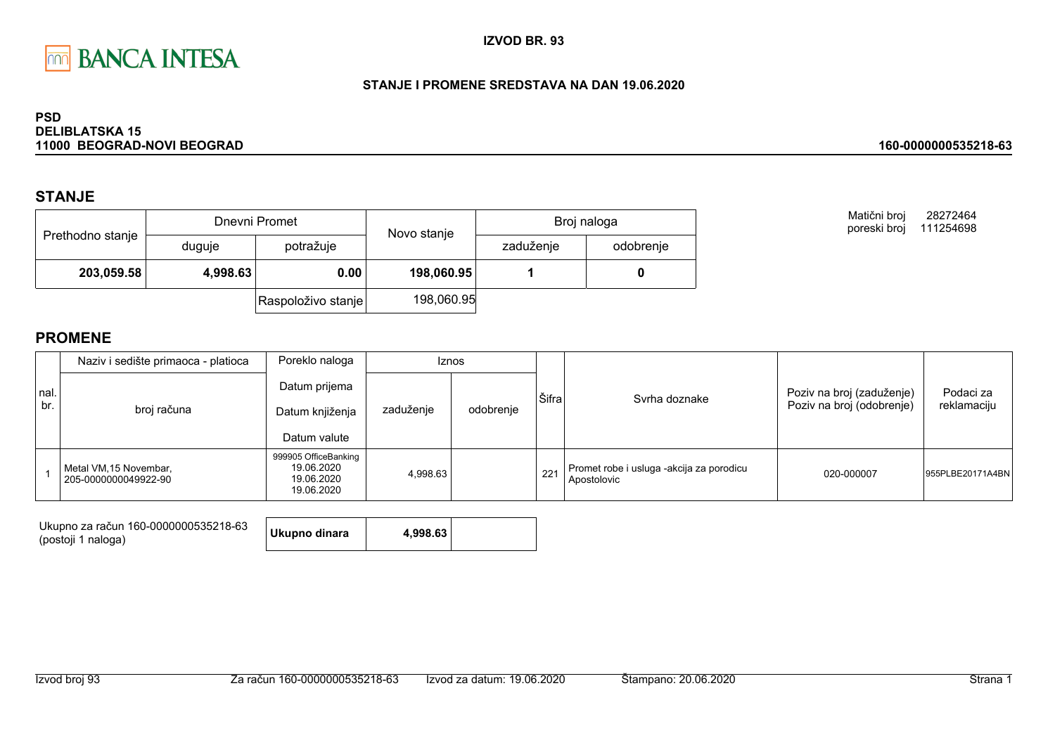BANCA INTESA

**IZVOD BR. 93**

**STANJE I PROMENE SREDSTAVA NA DAN 19.06.2020**

**PSD**
**DELIBLATSKA 15**
**11000 BEOGRAD-NOVI BEOGRAD**

**160-0000000535218-63**

## STANJE

| Prethodno stanje | Dnevni Promet | | Novo stanje | Broj naloga | |
|---|---|---|---|---|---|
| | duguje | potražuje | | zaduženje | odobrenje |
| **203,059.58** | **4,998.63** | **0.00** | **198,060.95** | **1** | **0** |
| | | Raspoloživo stanje | 198,060.95 | | |

Matični broj 28272464
poreski broj 111254698

## PROMENE

| nal. br. | Naziv i sedište primaoca - platioca / broj računa | Poreklo naloga / Datum prijema / Datum knjiženja / Datum valute | Iznos zaduženje | Iznos odobrenje | Šifra | Svrha doznake | Poziv na broj (zaduženje) / Poziv na broj (odobrenje) | Podaci za reklamaciju |
|---|---|---|---|---|---|---|---|---|
| 1 | Metal VM,15 Novembar, 205-0000000049922-90 | 999905 OfficeBanking 19.06.2020 19.06.2020 19.06.2020 | 4,998.63 | | 221 | Promet robe i usluga -akcija za porodicu Apostolovic | 020-000007 | 955PLBE20171A4BN |

Ukupno za račun 160-0000000535218-63 (postoji 1 naloga)

| Ukupno dinara | 4,998.63 | |
|---|---|---|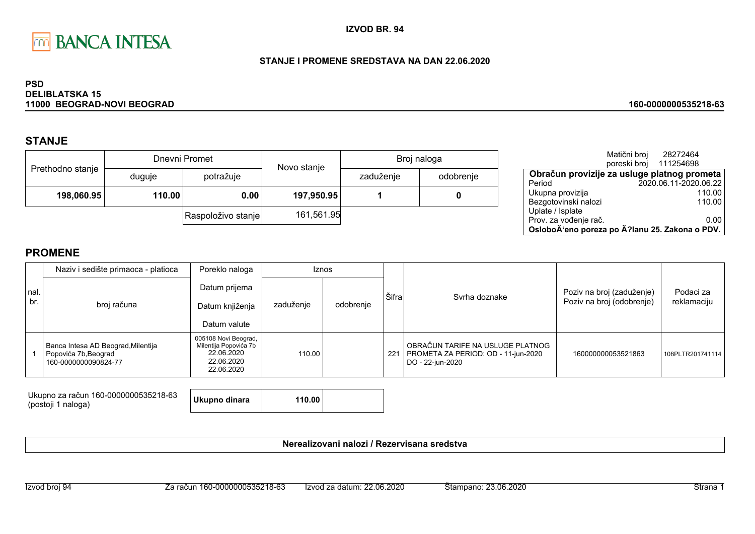BANCA INTESA

**IZVOD BR. 94**

**STANJE I PROMENE SREDSTAVA NA DAN 22.06.2020**

**PSD**
**DELIBLATSKA 15**
**11000 BEOGRAD-NOVI BEOGRAD**

**160-0000000535218-63**

## STANJE

| Prethodno stanje | Dnevni Promet | | Novo stanje | Broj naloga | |
|---|---|---|---|---|---|
| | duguje | potražuje | | zaduženje | odobrenje |
| **198,060.95** | **110.00** | **0.00** | **197,950.95** | **1** | **0** |
| | | Raspoloživo stanje | 161,561.95 | | |

Matični broj 28272464
poreski broj 111254698

| **Obračun provizije za usluge platnog prometa** | |
|---|---|
| Period | 2020.06.11-2020.06.22 |
| Ukupna provizija | 110.00 |
| Bezgotovinski nalozi | 110.00 |
| Uplate / Isplate | |
| Prov. za vođenje rač. | 0.00 |
| **OsloboÄ‘eno poreza po Ä?lanu 25. Zakona o PDV.** | |

## PROMENE

| nal. br. | Naziv i sedište primaoca - platioca / broj računa | Poreklo naloga / Datum prijema / Datum knjiženja / Datum valute | Iznos zaduženje | Iznos odobrenje | Šifra | Svrha doznake | Poziv na broj (zaduženje) / Poziv na broj (odobrenje) | Podaci za reklamaciju |
|---|---|---|---|---|---|---|---|---|
| 1 | Banca Intesa AD Beograd,Milentija Popovića 7b,Beograd 160-0000000090824-77 | 005108 Novi Beograd, Milentija Popovića 7b 22.06.2020 22.06.2020 22.06.2020 | 110.00 | | 221 | OBRAČUN TARIFE NA USLUGE PLATNOG PROMETA ZA PERIOD: OD - 11-jun-2020 DO - 22-jun-2020 | 160000000053521863 | 108PLTR201741114 |

| Ukupno za račun 160-0000000535218-63 (postoji 1 naloga) | **Ukupno dinara** | **110.00** | |
|---|---|---|---|

**Nerealizovani nalozi / Rezervisana sredstva**

Izvod broj 94 | Za račun 160-0000000535218-63 | Izvod za datum: 22.06.2020 | Štampano: 23.06.2020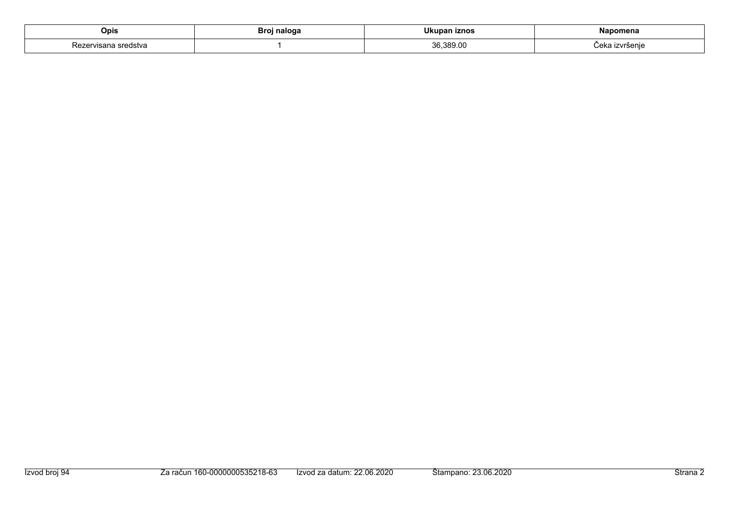| Opis | Broj naloga | Ukupan iznos | Napomena |
| --- | --- | --- | --- |
| Rezervisana sredstva | 1 | 36,389.00 | Čeka izvršenje |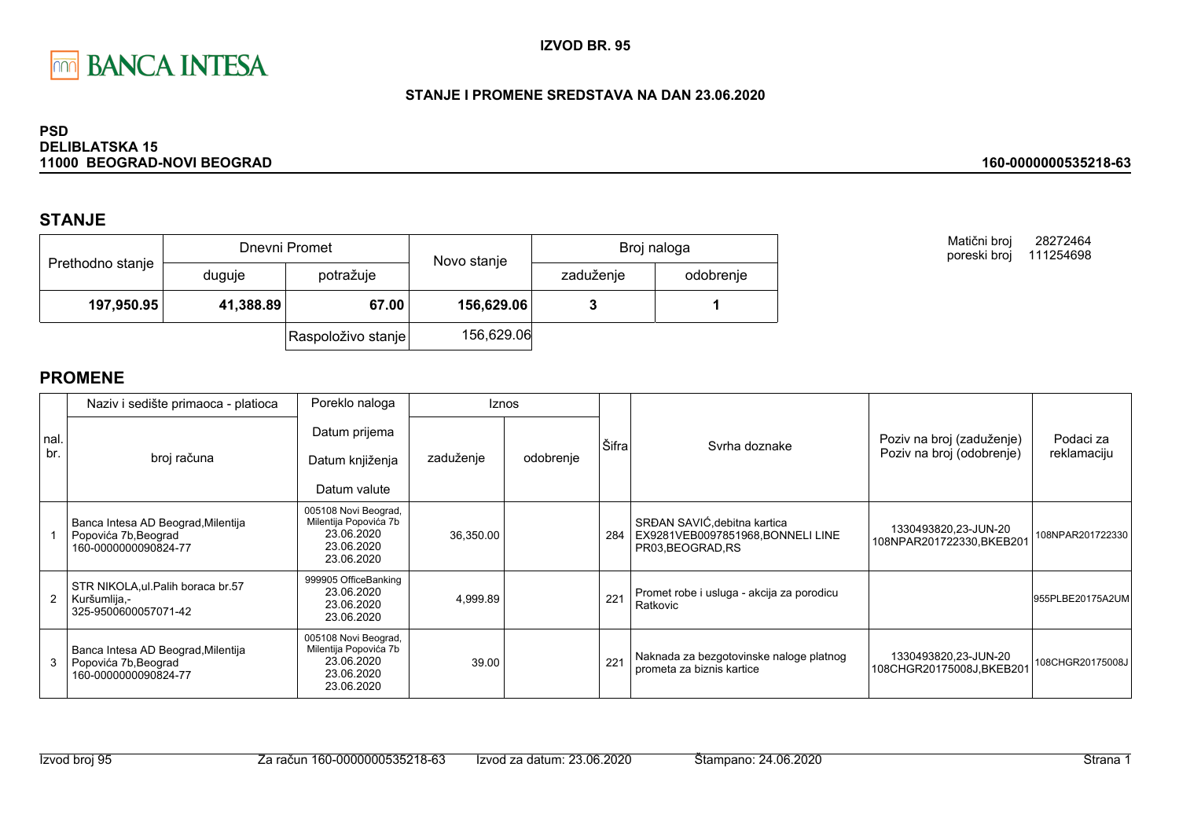BANCA INTESA

**IZVOD BR. 95**

**STANJE I PROMENE SREDSTAVA NA DAN 23.06.2020**

**PSD**
**DELIBLATSKA 15**
**11000 BEOGRAD-NOVI BEOGRAD**

**160-0000000535218-63**

Matični broj 28272464
poreski broj 111254698

## STANJE

| Prethodno stanje | Dnevni Promet | | Novo stanje | Broj naloga | |
|---|---|---|---|---|---|
| | duguje | potražuje | | zaduženje | odobrenje |
| **197,950.95** | **41,388.89** | **67.00** | **156,629.06** | **3** | **1** |
| | | Raspoloživo stanje | 156,629.06 | | |

## PROMENE

| nal. br. | Naziv i sedište primaoca - platioca / broj računa | Poreklo naloga / Datum prijema / Datum knjiženja / Datum valute | Iznos zaduženje | Iznos odobrenje | Šifra | Svrha doznake | Poziv na broj (zaduženje) / Poziv na broj (odobrenje) | Podaci za reklamaciju |
|---|---|---|---|---|---|---|---|---|
| 1 | Banca Intesa AD Beograd,Milentija Popovića 7b,Beograd 160-0000000090824-77 | 005108 Novi Beograd, Milentija Popovića 7b 23.06.2020 23.06.2020 23.06.2020 | 36,350.00 | | 284 | SRĐAN SAVIĆ,debitna kartica EX9281VEB0097851968,BONNELI LINE PR03,BEOGRAD,RS | 1330493820,23-JUN-20 108NPAR201722330,BKEB201 | 108NPAR201722330 |
| 2 | STR NIKOLA,ul.Palih boraca br.57 Kuršumlija,- 325-9500600057071-42 | 999905 OfficeBanking 23.06.2020 23.06.2020 23.06.2020 | 4,999.89 | | 221 | Promet robe i usluga - akcija za porodicu Ratkovic | | 955PLBE20175A2UM |
| 3 | Banca Intesa AD Beograd,Milentija Popovića 7b,Beograd 160-0000000090824-77 | 005108 Novi Beograd, Milentija Popovića 7b 23.06.2020 23.06.2020 23.06.2020 | 39.00 | | 221 | Naknada za bezgotovinske naloge platnog prometa za biznis kartice | 1330493820,23-JUN-20 108CHGR20175008J,BKEB201 | 108CHGR20175008J |

Izvod broj 95 | Za račun 160-0000000535218-63 | Izvod za datum: 23.06.2020 | Štampano: 24.06.2020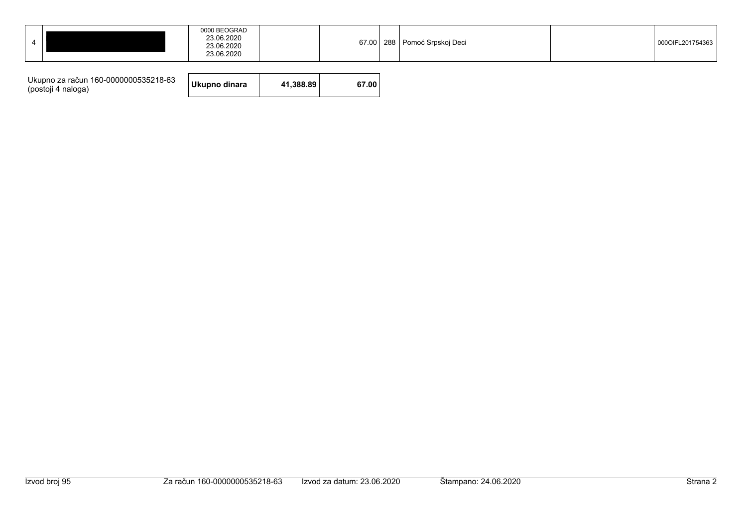| 4 | | 0000 BEOGRAD<br>23.06.2020<br>23.06.2020<br>23.06.2020 | | 67.00 | 288 | Pomoć Srpskoj Deci | | 000OIFL201754363 |
|---|---|---|---|---|---|---|---|---|

Ukupno za račun 160-0000000535218-63
(postoji 4 naloga)

| **Ukupno dinara** | **41,388.89** | **67.00** |
|---|---|---|

Izvod broj 95 | Za račun 160-0000000535218-63 | Izvod za datum: 23.06.2020 | Štampano: 24.06.2020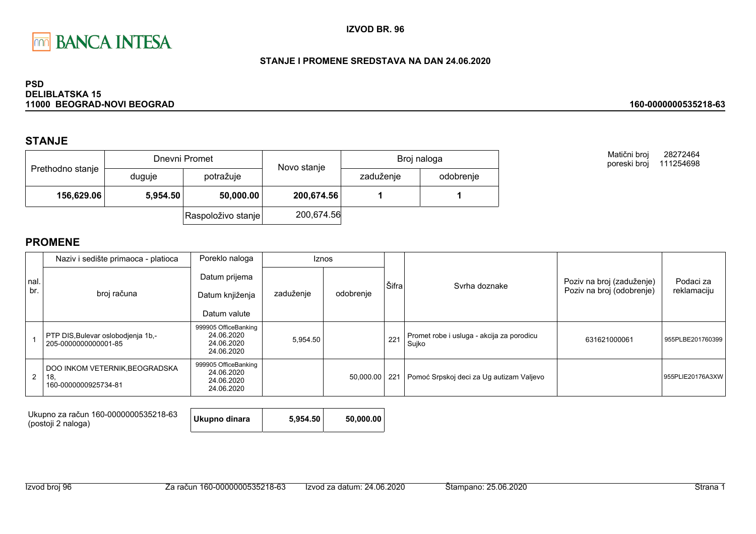BANCA INTESA

**IZVOD BR. 96**

**STANJE I PROMENE SREDSTAVA NA DAN 24.06.2020**

**PSD**
**DELIBLATSKA 15**
**11000 BEOGRAD-NOVI BEOGRAD**

**160-0000000535218-63**

## STANJE

| Prethodno stanje | Dnevni Promet | | Novo stanje | Broj naloga | |
|---|---|---|---|---|---|
| | duguje | potražuje | | zaduženje | odobrenje |
| **156,629.06** | **5,954.50** | **50,000.00** | **200,674.56** | **1** | **1** |
| | | Raspoloživo stanje | 200,674.56 | | |

Matični broj 28272464
poreski broj 111254698

## PROMENE

| nal. br. | Naziv i sedište primaoca - platioca / broj računa | Poreklo naloga / Datum prijema / Datum knjiženja / Datum valute | Iznos zaduženje | Iznos odobrenje | Šifra | Svrha doznake | Poziv na broj (zaduženje) / Poziv na broj (odobrenje) | Podaci za reklamaciju |
|---|---|---|---|---|---|---|---|---|
| 1 | PTP DIS,Bulevar oslobodjenja 1b,- 205-0000000000001-85 | 999905 OfficeBanking 24.06.2020 24.06.2020 24.06.2020 | 5,954.50 | | 221 | Promet robe i usluga - akcija za porodicu Sujko | 631621000061 | 955PLBE201760399 |
| 2 | DOO INKOM VETERNIK,BEOGRADSKA 18, 160-0000000925734-81 | 999905 OfficeBanking 24.06.2020 24.06.2020 24.06.2020 | | 50,000.00 | 221 | Pomoć Srpskoj deci za Ug autizam Valjevo | | 955PLIE20176A3XW |

| Ukupno za račun 160-0000000535218-63 (postoji 2 naloga) | Ukupno dinara | 5,954.50 | 50,000.00 |
|---|---|---|---|

Izvod broj 96 | Za račun 160-0000000535218-63 | Izvod za datum: 24.06.2020 | Štampano: 25.06.2020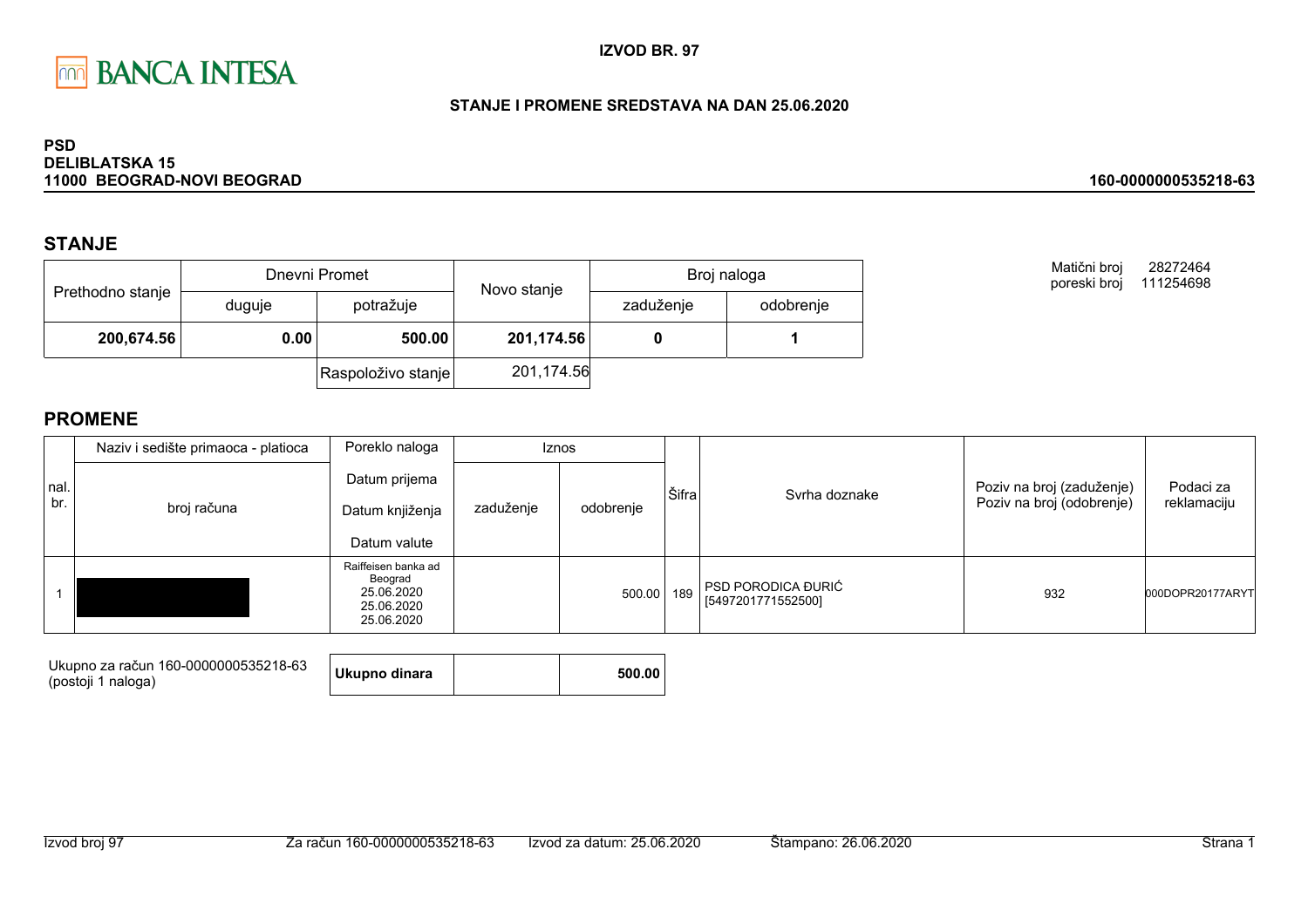BANCA INTESA

**IZVOD BR. 97**

**STANJE I PROMENE SREDSTAVA NA DAN 25.06.2020**

**PSD**
**DELIBLATSKA 15**
**11000 BEOGRAD-NOVI BEOGRAD**

**160-0000000535218-63**

## STANJE

| Prethodno stanje | Dnevni Promet | | Novo stanje | Broj naloga | |
|---|---|---|---|---|---|
| | duguje | potražuje | | zaduženje | odobrenje |
| **200,674.56** | **0.00** | **500.00** | **201,174.56** | **0** | **1** |
| | | Raspoloživo stanje | 201,174.56 | | |

Matični broj 28272464
poreski broj 111254698

## PROMENE

| nal. br. | Naziv i sedište primaoca - platioca / broj računa | Poreklo naloga / Datum prijema / Datum knjiženja / Datum valute | Iznos zaduženje | Iznos odobrenje | Šifra | Svrha doznake | Poziv na broj (zaduženje) / Poziv na broj (odobrenje) | Podaci za reklamaciju |
|---|---|---|---|---|---|---|---|---|
| 1 | | Raiffeisen banka ad Beograd 25.06.2020 25.06.2020 25.06.2020 | | 500.00 | 189 | PSD PORODICA ĐURIĆ [5497201771552500] | 932 | 000DOPR20177ARYT |

Ukupno za račun 160-0000000535218-63 (postoji 1 naloga)

| Ukupno dinara | | 500.00 |
|---|---|---|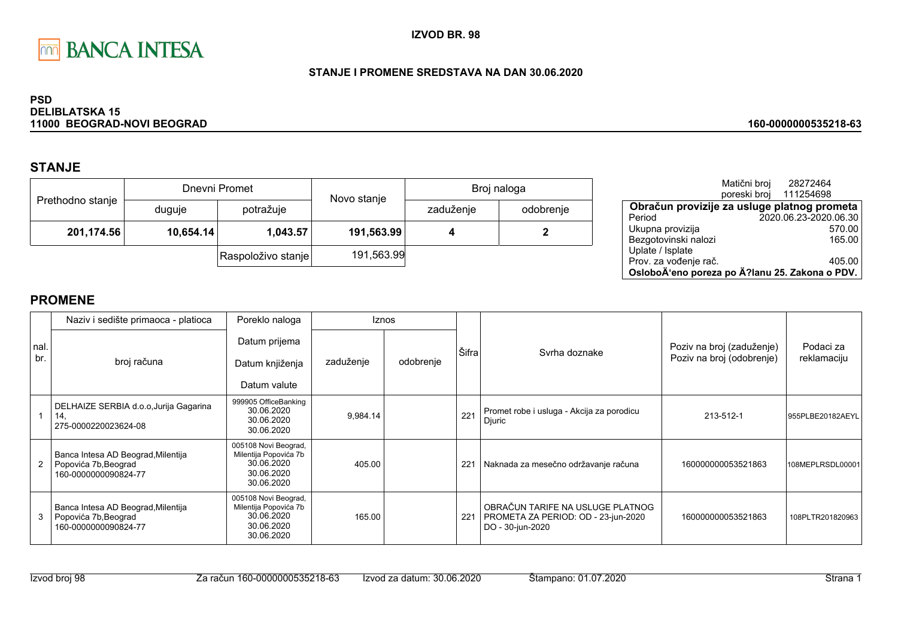BANCA INTESA

**IZVOD BR. 98**

**STANJE I PROMENE SREDSTAVA NA DAN 30.06.2020**

**PSD**
**DELIBLATSKA 15**
**11000 BEOGRAD-NOVI BEOGRAD**

**160-0000000535218-63**

## STANJE

| Prethodno stanje | Dnevni Promet | | Novo stanje | Broj naloga | |
|---|---|---|---|---|---|
| | duguje | potražuje | | zaduženje | odobrenje |
| **201,174.56** | **10,654.14** | **1,043.57** | **191,563.99** | **4** | **2** |
| | | Raspoloživo stanje | 191,563.99 | | |

Matični broj 28272464
poreski broj 111254698

| **Obračun provizije za usluge platnog prometa** | |
|---|---|
| Period | 2020.06.23-2020.06.30 |
| Ukupna provizija | 570.00 |
| Bezgotovinski nalozi | 165.00 |
| Uplate / Isplate | |
| Prov. za vođenje rač. | 405.00 |
| **OsloboÄ‘eno poreza po Ä?lanu 25. Zakona o PDV.** | |

## PROMENE

| nal. br. | Naziv i sedište primaoca - platioca / broj računa | Poreklo naloga / Datum prijema / Datum knjiženja / Datum valute | Iznos zaduženje | Iznos odobrenje | Šifra | Svrha doznake | Poziv na broj (zaduženje) / Poziv na broj (odobrenje) | Podaci za reklamaciju |
|---|---|---|---|---|---|---|---|---|
| 1 | DELHAIZE SERBIA d.o.o,Jurija Gagarina 14, 275-0000220023624-08 | 999905 OfficeBanking 30.06.2020 30.06.2020 30.06.2020 | 9,984.14 | | 221 | Promet robe i usluga - Akcija za porodicu Djuric | 213-512-1 | 955PLBE20182AEYL |
| 2 | Banca Intesa AD Beograd,Milentija Popovića 7b,Beograd 160-0000000090824-77 | 005108 Novi Beograd, Milentija Popovića 7b 30.06.2020 30.06.2020 30.06.2020 | 405.00 | | 221 | Naknada za mesečno održavanje računa | 160000000053521863 | 108MEPLRSDL00001 |
| 3 | Banca Intesa AD Beograd,Milentija Popovića 7b,Beograd 160-0000000090824-77 | 005108 Novi Beograd, Milentija Popovića 7b 30.06.2020 30.06.2020 30.06.2020 | 165.00 | | 221 | OBRAČUN TARIFE NA USLUGE PLATNOG PROMETA ZA PERIOD: OD - 23-jun-2020 DO - 30-jun-2020 | 160000000053521863 | 108PLTR201820963 |

Izvod broj 98 Za račun 160-0000000535218-63 Izvod za datum: 30.06.2020 Štampano: 01.07.2020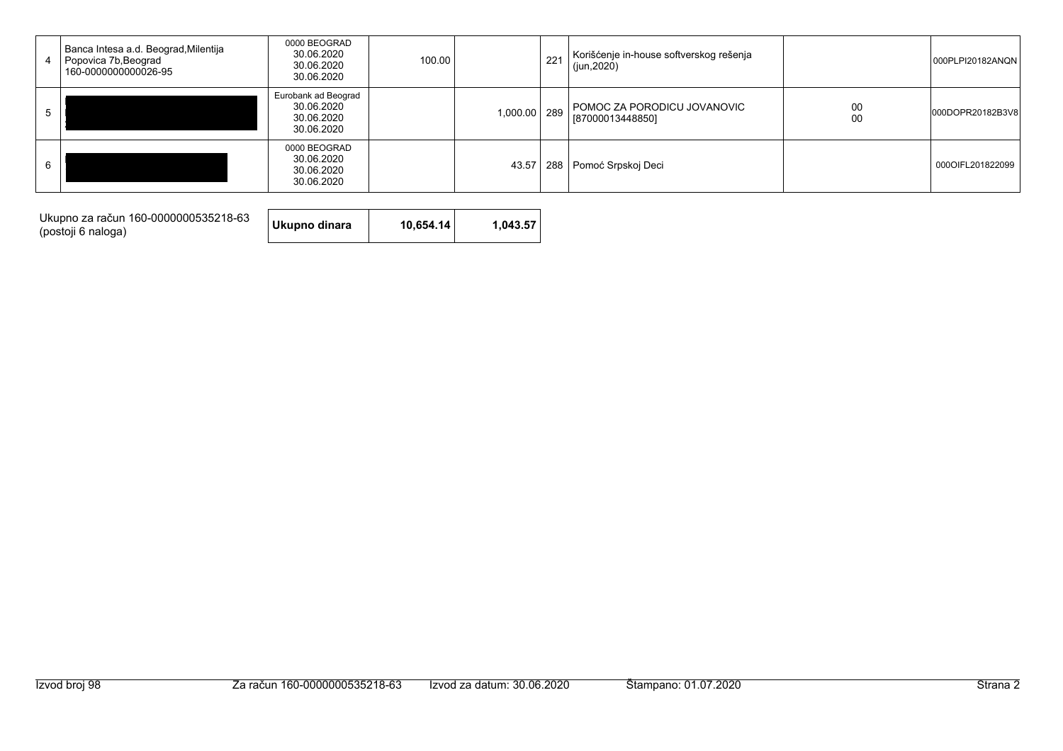| | | | | | | | | |
|---|---|---|---|---|---|---|---|---|
| 4 | Banca Intesa a.d. Beograd,Milentija Popovica 7b,Beograd 160-0000000000026-95 | 0000 BEOGRAD 30.06.2020 30.06.2020 30.06.2020 | 100.00 | | 221 | Korišćenje in-house softverskog rešenja (jun,2020) | | 000PLPI20182ANQN |
| 5 | | Eurobank ad Beograd 30.06.2020 30.06.2020 30.06.2020 | | 1,000.00 | 289 | POMOC ZA PORODICU JOVANOVIC [87000013448850] | 00 00 | 000DOPR20182B3V8 |
| 6 | | 0000 BEOGRAD 30.06.2020 30.06.2020 30.06.2020 | | 43.57 | 288 | Pomoć Srpskoj Deci | | 000OIFL201822099 |

| | | | |
|---|---|---|---|
| Ukupno za račun 160-0000000535218-63 (postoji 6 naloga) | **Ukupno dinara** | **10,654.14** | **1,043.57** |

Izvod broj 98 Za račun 160-0000000535218-63 Izvod za datum: 30.06.2020 Štampano: 01.07.2020